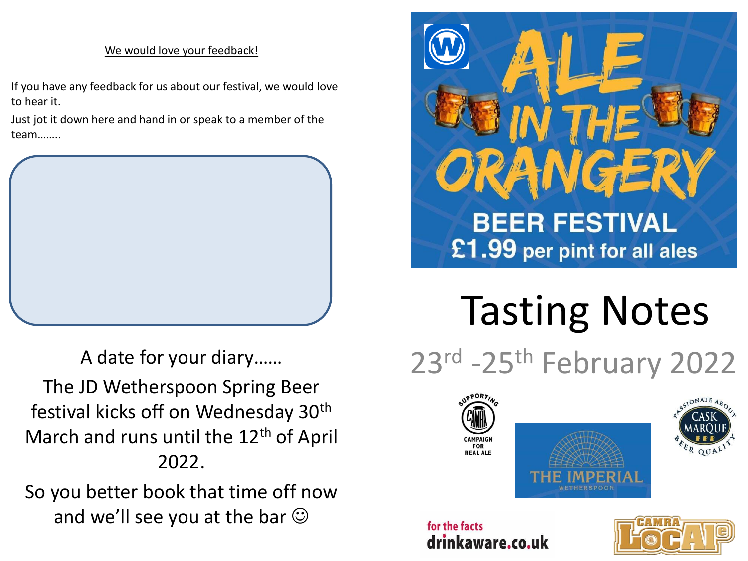We would love your feedback!

If you have any feedback for us about our festival, we would love to hear it.

Just jot it down here and hand in or speak to a member of the team……..

A date for your diary……

The JD Wetherspoon Spring Beer festival kicks off on Wednesday 30th March and runs until the 12th of April 2022.

So you better book that time off now and we'll see you at the bar ☺

# ALE IN THE ORANGERY

BEER FESTIVAL

£1.99 per pint for all ales

# Tasting Notes

## 23rd -25th February 2022

SUPPORTING CAMRA CAMPAIGN FOR REAL ALE

THE IMPERIAL WETHERSPOON

PASSIONATE ABOUT CASK MARQUE BEER QUALITY

for the facts drinkaware.co.uk

CAMRA LocAle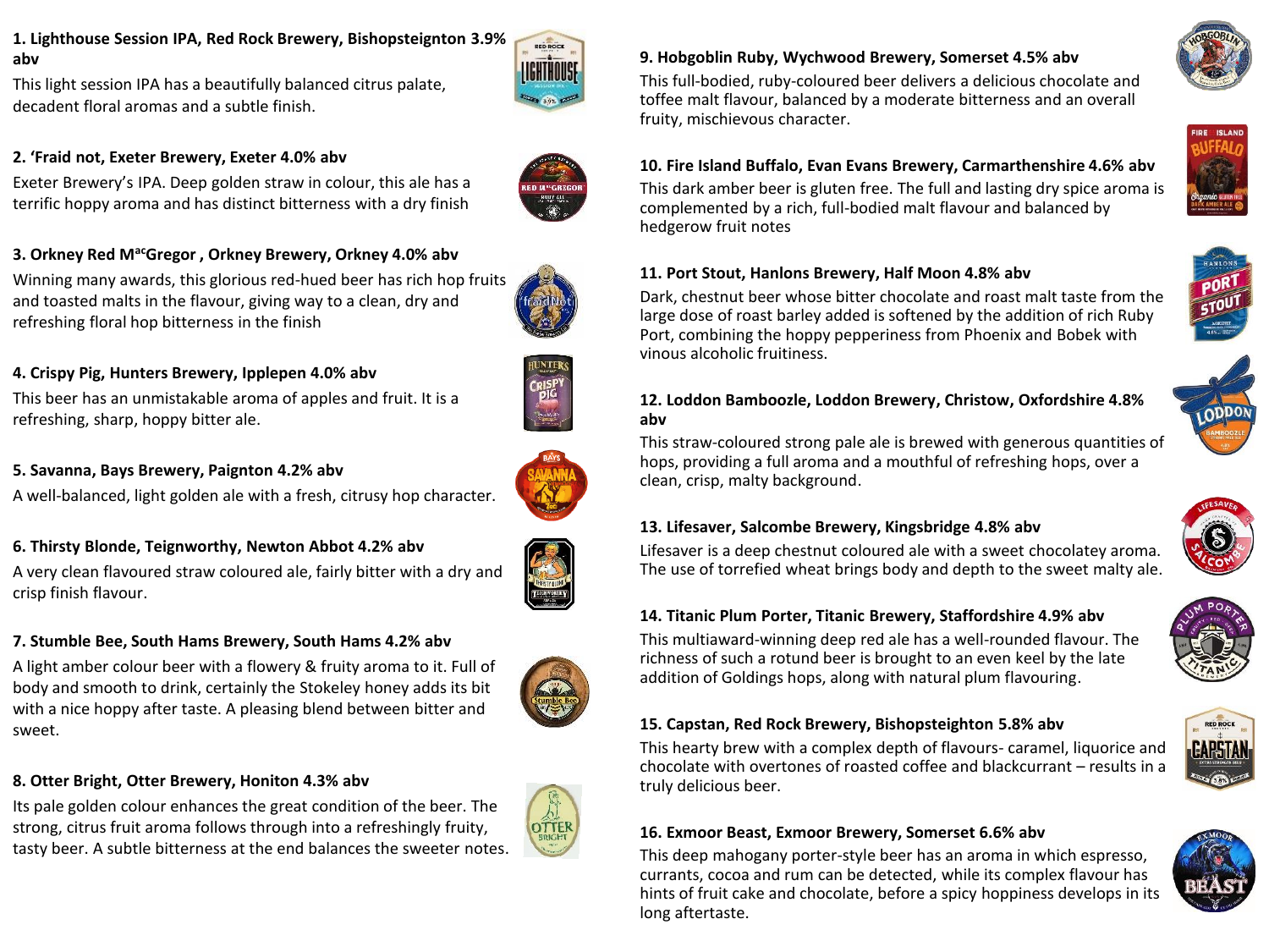**1. Lighthouse Session IPA, Red Rock Brewery, Bishopsteignton 3.9% abv**

This light session IPA has a beautifully balanced citrus palate, decadent floral aromas and a subtle finish.

**2. 'Fraid not, Exeter Brewery, Exeter 4.0% abv**

Exeter Brewery's IPA. Deep golden straw in colour, this ale has a terrific hoppy aroma and has distinct bitterness with a dry finish

**3. Orkney Red M[ac]Gregor , Orkney Brewery, Orkney 4.0% abv**

Winning many awards, this glorious red-hued beer has rich hop fruits and toasted malts in the flavour, giving way to a clean, dry and refreshing floral hop bitterness in the finish

**4. Crispy Pig, Hunters Brewery, Ipplepen 4.0% abv**

This beer has an unmistakable aroma of apples and fruit. It is a refreshing, sharp, hoppy bitter ale.

**5. Savanna, Bays Brewery, Paignton 4.2% abv**

A well-balanced, light golden ale with a fresh, citrusy hop character.

**6. Thirsty Blonde, Teignworthy, Newton Abbot 4.2% abv**

A very clean flavoured straw coloured ale, fairly bitter with a dry and crisp finish flavour.

**7. Stumble Bee, South Hams Brewery, South Hams 4.2% abv**

A light amber colour beer with a flowery & fruity aroma to it. Full of body and smooth to drink, certainly the Stokeley honey adds its bit with a nice hoppy after taste. A pleasing blend between bitter and sweet.

**8. Otter Bright, Otter Brewery, Honiton 4.3% abv**

Its pale golden colour enhances the great condition of the beer. The strong, citrus fruit aroma follows through into a refreshingly fruity, tasty beer. A subtle bitterness at the end balances the sweeter notes.

**9. Hobgoblin Ruby, Wychwood Brewery, Somerset 4.5% abv**

This full-bodied, ruby-coloured beer delivers a delicious chocolate and toffee malt flavour, balanced by a moderate bitterness and an overall fruity, mischievous character.

**10. Fire Island Buffalo, Evan Evans Brewery, Carmarthenshire 4.6% abv**

This dark amber beer is gluten free. The full and lasting dry spice aroma is complemented by a rich, full-bodied malt flavour and balanced by hedgerow fruit notes

**11. Port Stout, Hanlons Brewery, Half Moon 4.8% abv**

Dark, chestnut beer whose bitter chocolate and roast malt taste from the large dose of roast barley added is softened by the addition of rich Ruby Port, combining the hoppy pepperiness from Phoenix and Bobek with vinous alcoholic fruitiness.

**12. Loddon Bamboozle, Loddon Brewery, Christow, Oxfordshire 4.8% abv**

This straw-coloured strong pale ale is brewed with generous quantities of hops, providing a full aroma and a mouthful of refreshing hops, over a clean, crisp, malty background.

**13. Lifesaver, Salcombe Brewery, Kingsbridge 4.8% abv**

Lifesaver is a deep chestnut coloured ale with a sweet chocolatey aroma. The use of torrefied wheat brings body and depth to the sweet malty ale.

**14. Titanic Plum Porter, Titanic Brewery, Staffordshire 4.9% abv**

This multiaward-winning deep red ale has a well-rounded flavour. The richness of such a rotund beer is brought to an even keel by the late addition of Goldings hops, along with natural plum flavouring.

**15. Capstan, Red Rock Brewery, Bishopsteighton 5.8% abv**

This hearty brew with a complex depth of flavours- caramel, liquorice and chocolate with overtones of roasted coffee and blackcurrant – results in a truly delicious beer.

**16. Exmoor Beast, Exmoor Brewery, Somerset 6.6% abv**

This deep mahogany porter-style beer has an aroma in which espresso, currants, cocoa and rum can be detected, while its complex flavour has hints of fruit cake and chocolate, before a spicy hoppiness develops in its long aftertaste.